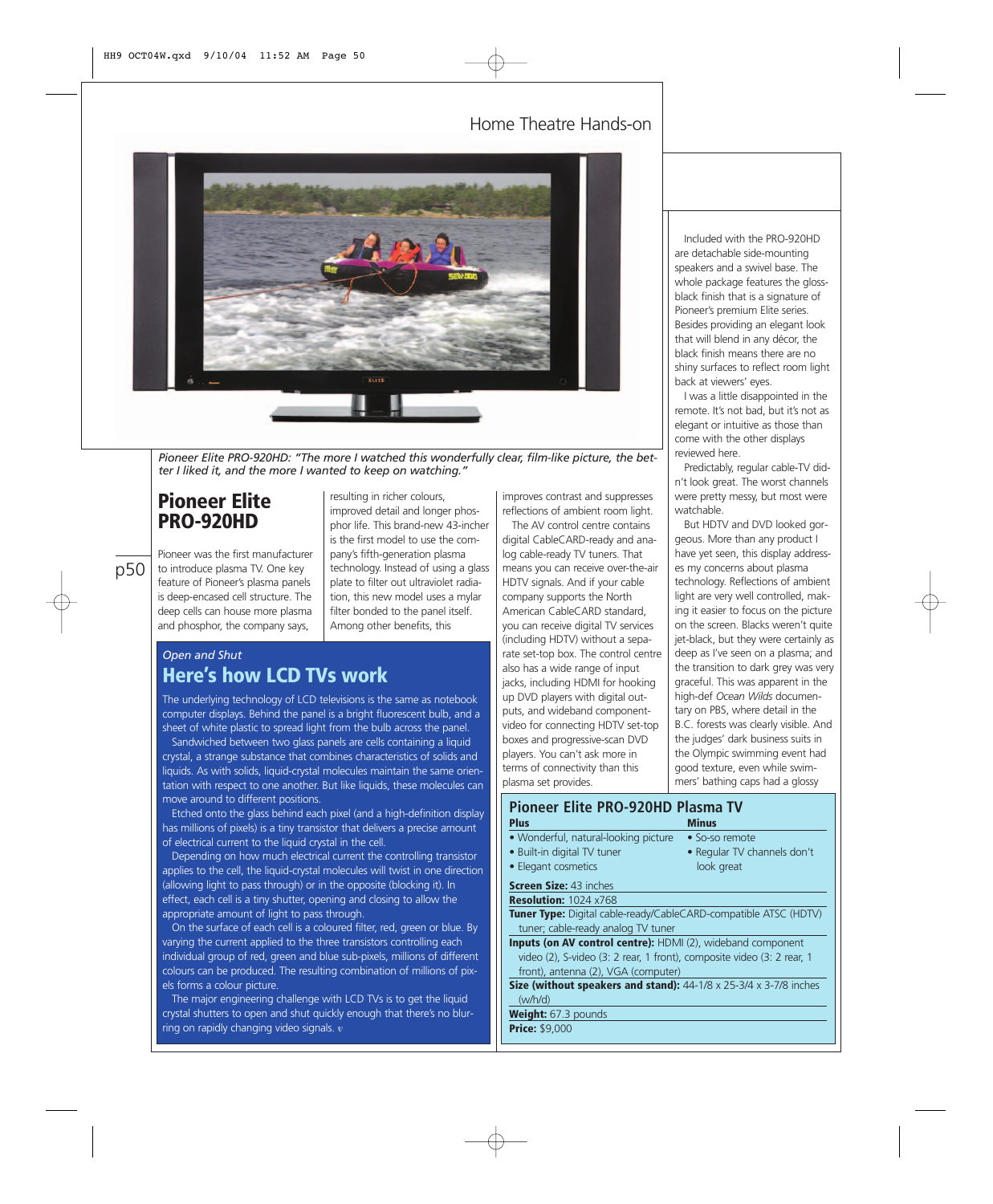# Home Theatre Hands-on

*Pioneer Elite PRO-920HD: "The more I watched this wonderfully clear, film-like picture, the better I liked it, and the more I wanted to keep on watching."*

## Pioneer Elite PRO-920HD

Pioneer was the first manufacturer to introduce plasma TV. One key feature of Pioneer's plasma panels is deep-encased cell structure. The deep cells can house more plasma and phosphor, the company says, resulting in richer colours, improved detail and longer phosphor life. This brand-new 43-incher is the first model to use the company's fifth-generation plasma technology. Instead of using a glass plate to filter out ultraviolet radiation, this new model uses a mylar filter bonded to the panel itself. Among other benefits, this improves contrast and suppresses reflections of ambient room light.

The AV control centre contains digital CableCARD-ready and analog cable-ready TV tuners. That means you can receive over-the-air HDTV signals. And if your cable company supports the North American CableCARD standard, you can receive digital TV services (including HDTV) without a separate set-top box. The control centre also has a wide range of input jacks, including HDMI for hooking up DVD players with digital outputs, and wideband component-video for connecting HDTV set-top boxes and progressive-scan DVD players. You can't ask more in terms of connectivity than this plasma set provides.

Included with the PRO-920HD are detachable side-mounting speakers and a swivel base. The whole package features the gloss-black finish that is a signature of Pioneer's premium Elite series. Besides providing an elegant look that will blend in any décor, the black finish means there are no shiny surfaces to reflect room light back at viewers' eyes.

I was a little disappointed in the remote. It's not bad, but it's not as elegant or intuitive as those than come with the other displays reviewed here.

Predictably, regular cable-TV didn't look great. The worst channels were pretty messy, but most were watchable.

But HDTV and DVD looked gorgeous. More than any product I have yet seen, this display addresses my concerns about plasma technology. Reflections of ambient light are very well controlled, making it easier to focus on the picture on the screen. Blacks weren't quite jet-black, but they were certainly as deep as I've seen on a plasma; and the transition to dark grey was very graceful. This was apparent in the high-def *Ocean Wilds* documentary on PBS, where detail in the B.C. forests was clearly visible. And the judges' dark business suits in the Olympic swimming event had good texture, even while swimmers' bathing caps had a glossy

### Pioneer Elite PRO-920HD Plasma TV

| Plus | Minus |
|---|---|
| • Wonderful, natural-looking picture | • So-so remote |
| • Built-in digital TV tuner | • Regular TV channels don't look great |
| • Elegant cosmetics | |

**Screen Size:** 43 inches

**Resolution:** 1024 x768

**Tuner Type:** Digital cable-ready/CableCARD-compatible ATSC (HDTV) tuner; cable-ready analog TV tuner

**Inputs (on AV control centre):** HDMI (2), wideband component video (2), S-video (3: 2 rear, 1 front), composite video (3: 2 rear, 1 front), antenna (2), VGA (computer)

**Size (without speakers and stand):** 44-1/8 x 25-3/4 x 3-7/8 inches (w/h/d)

**Weight:** 67.3 pounds

**Price:** $9,000

---

*Open and Shut*

### Here's how LCD TVs work

The underlying technology of LCD televisions is the same as notebook computer displays. Behind the panel is a bright fluorescent bulb, and a sheet of white plastic to spread light from the bulb across the panel.

Sandwiched between two glass panels are cells containing a liquid crystal, a strange substance that combines characteristics of solids and liquids. As with solids, liquid-crystal molecules maintain the same orientation with respect to one another. But like liquids, these molecules can move around to different positions.

Etched onto the glass behind each pixel (and a high-definition display has millions of pixels) is a tiny transistor that delivers a precise amount of electrical current to the liquid crystal in the cell.

Depending on how much electrical current the controlling transistor applies to the cell, the liquid-crystal molecules will twist in one direction (allowing light to pass through) or in the opposite (blocking it). In effect, each cell is a tiny shutter, opening and closing to allow the appropriate amount of light to pass through.

On the surface of each cell is a coloured filter, red, green or blue. By varying the current applied to the three transistors controlling each individual group of red, green and blue sub-pixels, millions of different colours can be produced. The resulting combination of millions of pixels forms a colour picture.

The major engineering challenge with LCD TVs is to get the liquid crystal shutters to open and shut quickly enough that there's no blurring on rapidly changing video signals.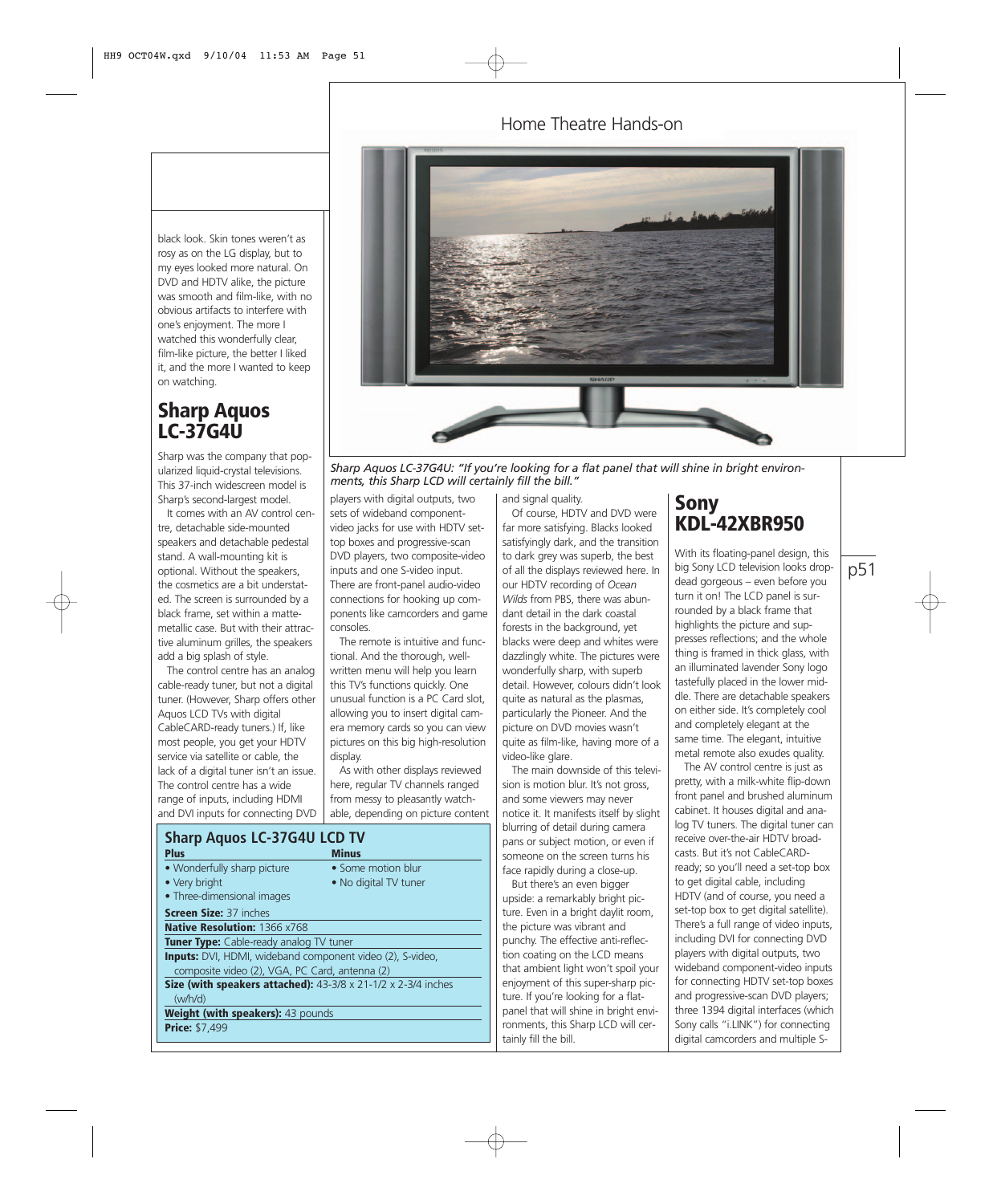black look. Skin tones weren't as rosy as on the LG display, but to my eyes looked more natural. On DVD and HDTV alike, the picture was smooth and film-like, with no obvious artifacts to interfere with one's enjoyment. The more I watched this wonderfully clear, film-like picture, the better I liked it, and the more I wanted to keep on watching.

## Sharp Aquos LC-37G4U

Sharp was the company that popularized liquid-crystal televisions. This 37-inch widescreen model is Sharp's second-largest model.

It comes with an AV control centre, detachable side-mounted speakers and detachable pedestal stand. A wall-mounting kit is optional. Without the speakers, the cosmetics are a bit understated. The screen is surrounded by a black frame, set within a matte-metallic case. But with their attractive aluminum grilles, the speakers add a big splash of style.

The control centre has an analog cable-ready tuner, but not a digital tuner. (However, Sharp offers other Aquos LCD TVs with digital CableCARD-ready tuners.) If, like most people, you get your HDTV service via satellite or cable, the lack of a digital tuner isn't an issue. The control centre has a wide range of inputs, including HDMI and DVI inputs for connecting DVD players with digital outputs, two sets of wideband component-video jacks for use with HDTV set-top boxes and progressive-scan DVD players, two composite-video inputs and one S-video input. There are front-panel audio-video connections for hooking up components like camcorders and game consoles.

The remote is intuitive and functional. And the thorough, well-written menu will help you learn this TV's functions quickly. One unusual function is a PC Card slot, allowing you to insert digital camera memory cards so you can view pictures on this big high-resolution display.

As with other displays reviewed here, regular TV channels ranged from messy to pleasantly watchable, depending on picture content and signal quality.

Of course, HDTV and DVD were far more satisfying. Blacks looked satisfyingly dark, and the transition to dark grey was superb, the best of all the displays reviewed here. In our HDTV recording of *Ocean Wilds* from PBS, there was abundant detail in the dark coastal forests in the background, yet blacks were deep and whites were dazzlingly white. The pictures were wonderfully sharp, with superb detail. However, colours didn't look quite as natural as the plasmas, particularly the Pioneer. And the picture on DVD movies wasn't quite as film-like, having more of a video-like glare.

The main downside of this television is motion blur. It's not gross, and some viewers may never notice it. It manifests itself by slight blurring of detail during camera pans or subject motion, or even if someone on the screen turns his face rapidly during a close-up.

But there's an even bigger upside: a remarkably bright picture. Even in a bright daylit room, the picture was vibrant and punchy. The effective anti-reflection coating on the LCD means that ambient light won't spoil your enjoyment of this super-sharp picture. If you're looking for a flat-panel that will shine in bright environments, this Sharp LCD will certainly fill the bill.

*Sharp Aquos LC-37G4U: "If you're looking for a flat panel that will shine in bright environments, this Sharp LCD will certainly fill the bill."*

### Sharp Aquos LC-37G4U LCD TV

| Plus | Minus |
|---|---|
| • Wonderfully sharp picture | • Some motion blur |
| • Very bright | • No digital TV tuner |
| • Three-dimensional images | |

**Screen Size:** 37 inches

**Native Resolution:** 1366 x768

**Tuner Type:** Cable-ready analog TV tuner

**Inputs:** DVI, HDMI, wideband component video (2), S-video, composite video (2), VGA, PC Card, antenna (2)

**Size (with speakers attached):** 43-3/8 x 21-1/2 x 2-3/4 inches (w/h/d)

**Weight (with speakers):** 43 pounds

**Price:** $7,499

## Sony KDL-42XBR950

With its floating-panel design, this big Sony LCD television looks drop-dead gorgeous – even before you turn it on! The LCD panel is surrounded by a black frame that highlights the picture and suppresses reflections; and the whole thing is framed in thick glass, with an illuminated lavender Sony logo tastefully placed in the lower middle. There are detachable speakers on either side. It's completely cool and completely elegant at the same time. The elegant, intuitive metal remote also exudes quality.

The AV control centre is just as pretty, with a milk-white flip-down front panel and brushed aluminum cabinet. It houses digital and analog TV tuners. The digital tuner can receive over-the-air HDTV broadcasts. But it's not CableCARD-ready; so you'll need a set-top box to get digital cable, including HDTV (and of course, you need a set-top box to get digital satellite). There's a full range of video inputs, including DVI for connecting DVD players with digital outputs, two wideband component-video inputs for connecting HDTV set-top boxes and progressive-scan DVD players; three 1394 digital interfaces (which Sony calls "i.LINK") for connecting digital camcorders and multiple S-